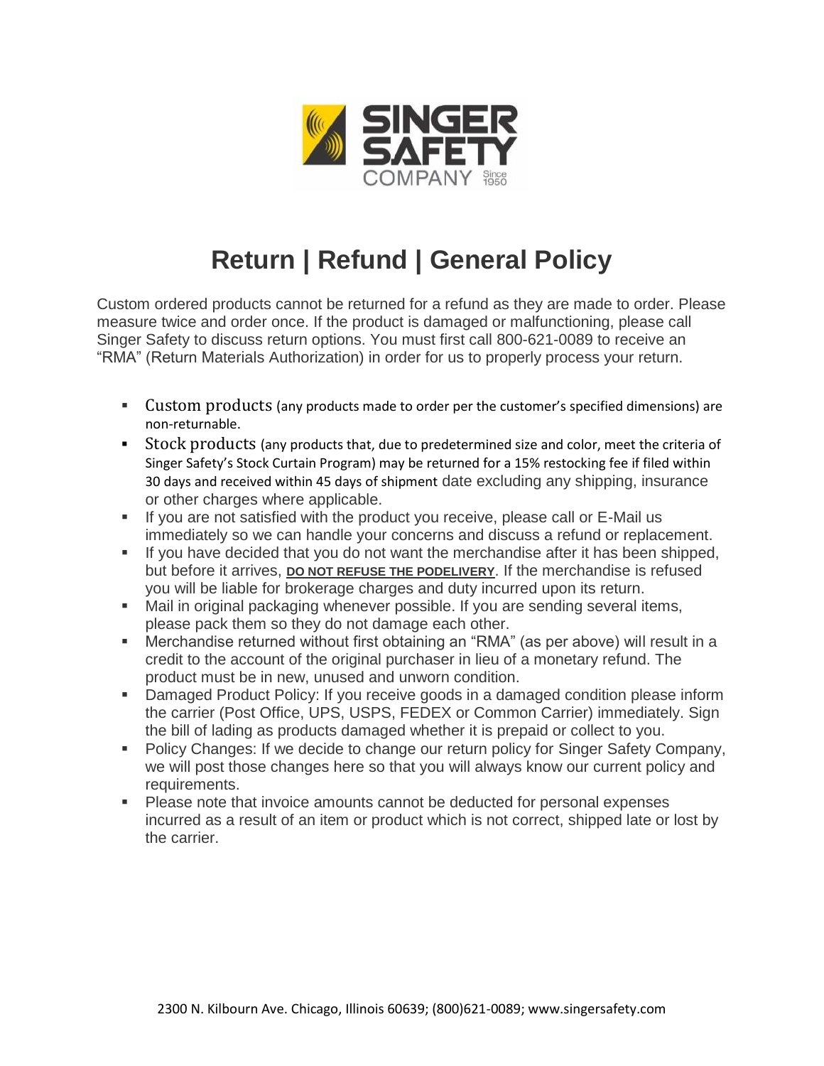# Return | Refund | General Policy

Custom ordered products cannot be returned for a refund as they are made to order. Please measure twice and order once. If the product is damaged or malfunctioning, please call Singer Safety to discuss return options. You must first call 800-621-0089 to receive an "RMA" (Return Materials Authorization) in order for us to properly process your return.

- Custom products (any products made to order per the customer's specified dimensions) are non-returnable.
- Stock products (any products that, due to predetermined size and color, meet the criteria of Singer Safety's Stock Curtain Program) may be returned for a 15% restocking fee if filed within 30 days and received within 45 days of shipment date excluding any shipping, insurance or other charges where applicable.
- If you are not satisfied with the product you receive, please call or E-Mail us immediately so we can handle your concerns and discuss a refund or replacement.
- If you have decided that you do not want the merchandise after it has been shipped, but before it arrives, **DO NOT REFUSE THE PODELIVERY**. If the merchandise is refused you will be liable for brokerage charges and duty incurred upon its return.
- Mail in original packaging whenever possible. If you are sending several items, please pack them so they do not damage each other.
- Merchandise returned without first obtaining an "RMA" (as per above) will result in a credit to the account of the original purchaser in lieu of a monetary refund. The product must be in new, unused and unworn condition.
- Damaged Product Policy: If you receive goods in a damaged condition please inform the carrier (Post Office, UPS, USPS, FEDEX or Common Carrier) immediately. Sign the bill of lading as products damaged whether it is prepaid or collect to you.
- Policy Changes: If we decide to change our return policy for Singer Safety Company, we will post those changes here so that you will always know our current policy and requirements.
- Please note that invoice amounts cannot be deducted for personal expenses incurred as a result of an item or product which is not correct, shipped late or lost by the carrier.

2300 N. Kilbourn Ave. Chicago, Illinois 60639; (800)621-0089; www.singersafety.com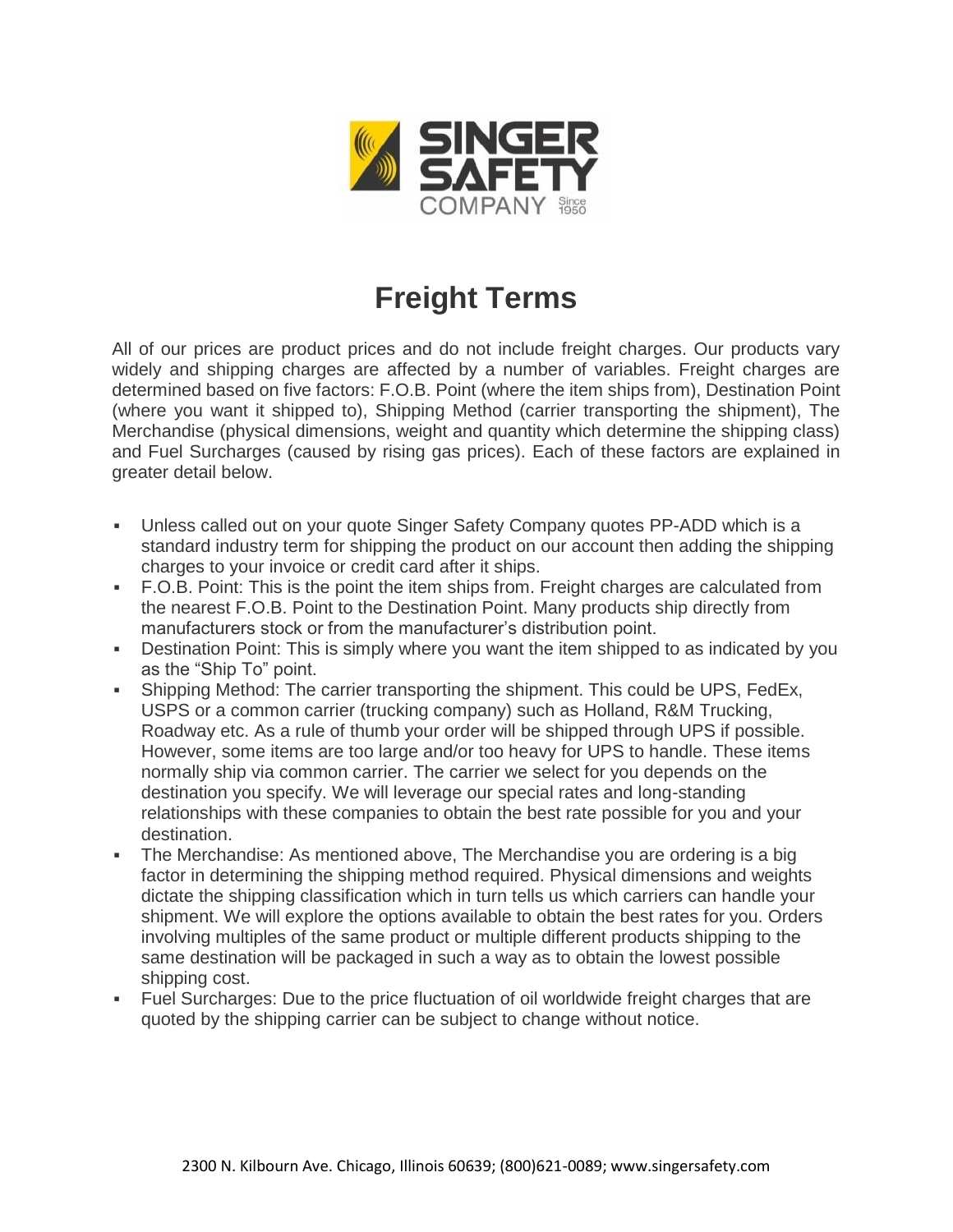# Freight Terms

All of our prices are product prices and do not include freight charges. Our products vary widely and shipping charges are affected by a number of variables. Freight charges are determined based on five factors: F.O.B. Point (where the item ships from), Destination Point (where you want it shipped to), Shipping Method (carrier transporting the shipment), The Merchandise (physical dimensions, weight and quantity which determine the shipping class) and Fuel Surcharges (caused by rising gas prices). Each of these factors are explained in greater detail below.

- Unless called out on your quote Singer Safety Company quotes PP-ADD which is a standard industry term for shipping the product on our account then adding the shipping charges to your invoice or credit card after it ships.
- F.O.B. Point: This is the point the item ships from. Freight charges are calculated from the nearest F.O.B. Point to the Destination Point. Many products ship directly from manufacturers stock or from the manufacturer's distribution point.
- Destination Point: This is simply where you want the item shipped to as indicated by you as the "Ship To" point.
- Shipping Method: The carrier transporting the shipment. This could be UPS, FedEx, USPS or a common carrier (trucking company) such as Holland, R&M Trucking, Roadway etc. As a rule of thumb your order will be shipped through UPS if possible. However, some items are too large and/or too heavy for UPS to handle. These items normally ship via common carrier. The carrier we select for you depends on the destination you specify. We will leverage our special rates and long-standing relationships with these companies to obtain the best rate possible for you and your destination.
- The Merchandise: As mentioned above, The Merchandise you are ordering is a big factor in determining the shipping method required. Physical dimensions and weights dictate the shipping classification which in turn tells us which carriers can handle your shipment. We will explore the options available to obtain the best rates for you. Orders involving multiples of the same product or multiple different products shipping to the same destination will be packaged in such a way as to obtain the lowest possible shipping cost.
- Fuel Surcharges: Due to the price fluctuation of oil worldwide freight charges that are quoted by the shipping carrier can be subject to change without notice.

2300 N. Kilbourn Ave. Chicago, Illinois 60639; (800)621-0089; www.singersafety.com